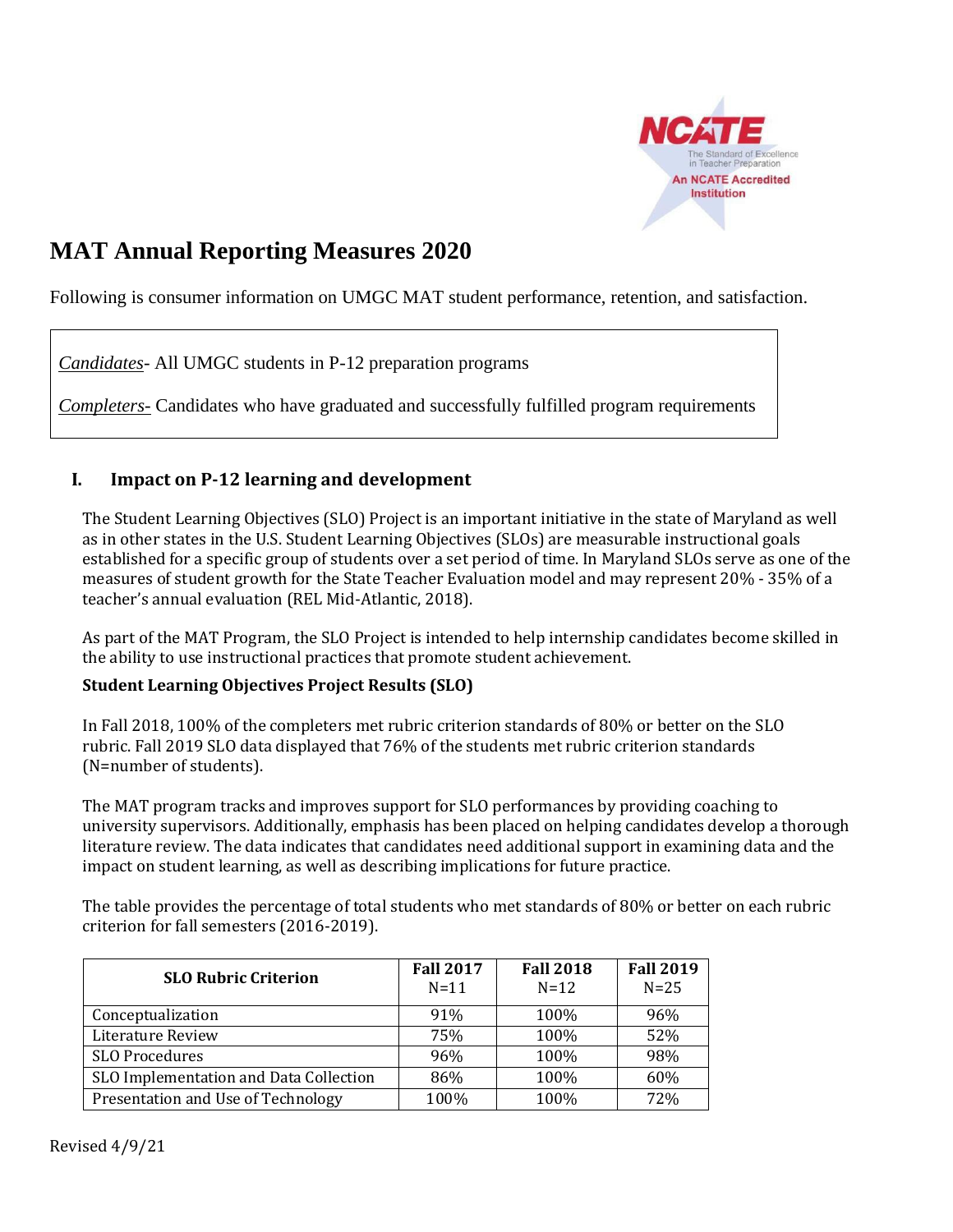# MAT Annual Reporting Measures 2020

Following is consumer information on UMGC MAT student performance, retention, and satisfaction.

*Candidates*- All UMGC students in P-12 preparation programs

*Completers-* Candidates who have graduated and successfully fulfilled program requirements

## I. Impact on P-12 learning and development

The Student Learning Objectives (SLO) Project is an important initiative in the state of Maryland as well as in other states in the U.S. Student Learning Objectives (SLOs) are measurable instructional goals established for a specific group of students over a set period of time. In Maryland SLOs serve as one of the measures of student growth for the State Teacher Evaluation model and may represent 20% - 35% of a teacher's annual evaluation (REL Mid-Atlantic, 2018).

As part of the MAT Program, the SLO Project is intended to help internship candidates become skilled in the ability to use instructional practices that promote student achievement.

**Student Learning Objectives Project Results (SLO)**

In Fall 2018, 100% of the completers met rubric criterion standards of 80% or better on the SLO rubric. Fall 2019 SLO data displayed that 76% of the students met rubric criterion standards (N=number of students).

The MAT program tracks and improves support for SLO performances by providing coaching to university supervisors. Additionally, emphasis has been placed on helping candidates develop a thorough literature review. The data indicates that candidates need additional support in examining data and the impact on student learning, as well as describing implications for future practice.

The table provides the percentage of total students who met standards of 80% or better on each rubric criterion for fall semesters (2016-2019).

| SLO Rubric Criterion | Fall 2017 N=11 | Fall 2018 N=12 | Fall 2019 N=25 |
|---|---|---|---|
| Conceptualization | 91% | 100% | 96% |
| Literature Review | 75% | 100% | 52% |
| SLO Procedures | 96% | 100% | 98% |
| SLO Implementation and Data Collection | 86% | 100% | 60% |
| Presentation and Use of Technology | 100% | 100% | 72% |

Revised 4/9/21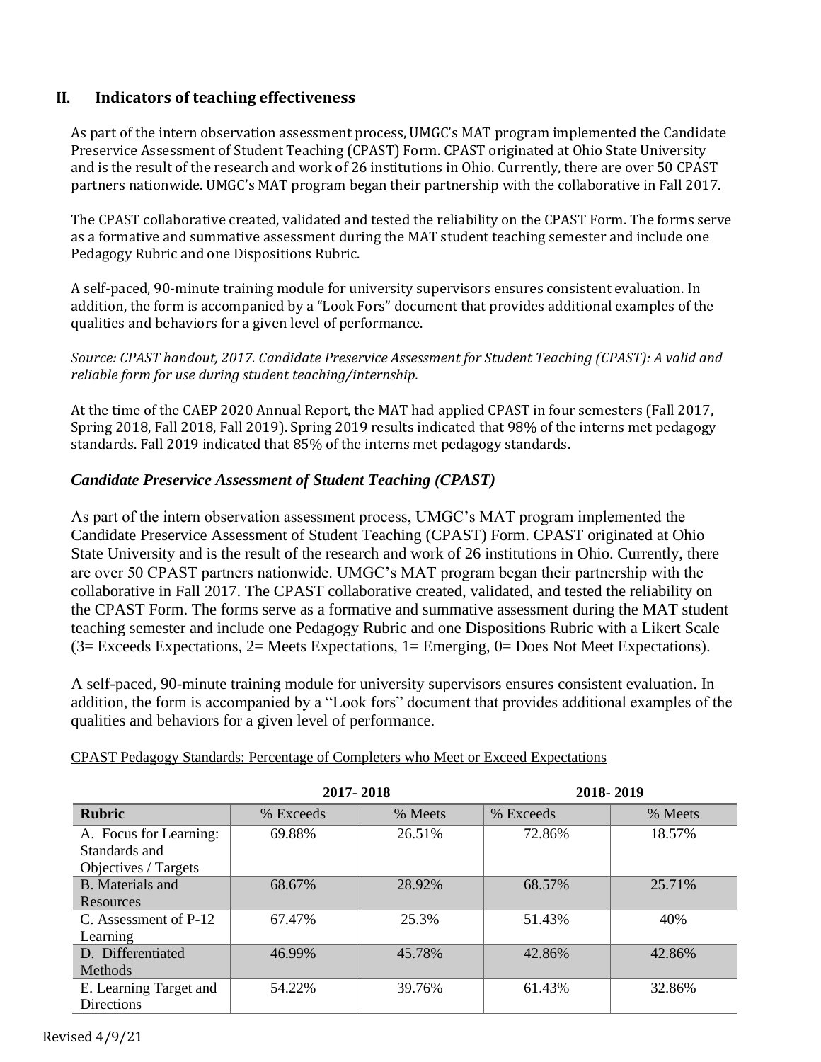## II. Indicators of teaching effectiveness

As part of the intern observation assessment process, UMGC's MAT program implemented the Candidate Preservice Assessment of Student Teaching (CPAST) Form. CPAST originated at Ohio State University and is the result of the research and work of 26 institutions in Ohio. Currently, there are over 50 CPAST partners nationwide. UMGC's MAT program began their partnership with the collaborative in Fall 2017.

The CPAST collaborative created, validated and tested the reliability on the CPAST Form. The forms serve as a formative and summative assessment during the MAT student teaching semester and include one Pedagogy Rubric and one Dispositions Rubric.

A self-paced, 90-minute training module for university supervisors ensures consistent evaluation. In addition, the form is accompanied by a "Look Fors" document that provides additional examples of the qualities and behaviors for a given level of performance.

*Source: CPAST handout, 2017. Candidate Preservice Assessment for Student Teaching (CPAST): A valid and reliable form for use during student teaching/internship.*

At the time of the CAEP 2020 Annual Report, the MAT had applied CPAST in four semesters (Fall 2017, Spring 2018, Fall 2018, Fall 2019). Spring 2019 results indicated that 98% of the interns met pedagogy standards. Fall 2019 indicated that 85% of the interns met pedagogy standards.

### *Candidate Preservice Assessment of Student Teaching (CPAST)*

As part of the intern observation assessment process, UMGC's MAT program implemented the Candidate Preservice Assessment of Student Teaching (CPAST) Form. CPAST originated at Ohio State University and is the result of the research and work of 26 institutions in Ohio. Currently, there are over 50 CPAST partners nationwide. UMGC's MAT program began their partnership with the collaborative in Fall 2017. The CPAST collaborative created, validated, and tested the reliability on the CPAST Form. The forms serve as a formative and summative assessment during the MAT student teaching semester and include one Pedagogy Rubric and one Dispositions Rubric with a Likert Scale (3= Exceeds Expectations, 2= Meets Expectations, 1= Emerging, 0= Does Not Meet Expectations).

A self-paced, 90-minute training module for university supervisors ensures consistent evaluation. In addition, the form is accompanied by a "Look fors" document that provides additional examples of the qualities and behaviors for a given level of performance.

CPAST Pedagogy Standards: Percentage of Completers who Meet or Exceed Expectations

| | 2017- 2018 | | 2018- 2019 | |
|---|---|---|---|---|
| **Rubric** | % Exceeds | % Meets | % Exceeds | % Meets |
| A. Focus for Learning: Standards and Objectives / Targets | 69.88% | 26.51% | 72.86% | 18.57% |
| B. Materials and Resources | 68.67% | 28.92% | 68.57% | 25.71% |
| C. Assessment of P-12 Learning | 67.47% | 25.3% | 51.43% | 40% |
| D. Differentiated Methods | 46.99% | 45.78% | 42.86% | 42.86% |
| E. Learning Target and Directions | 54.22% | 39.76% | 61.43% | 32.86% |

Revised 4/9/21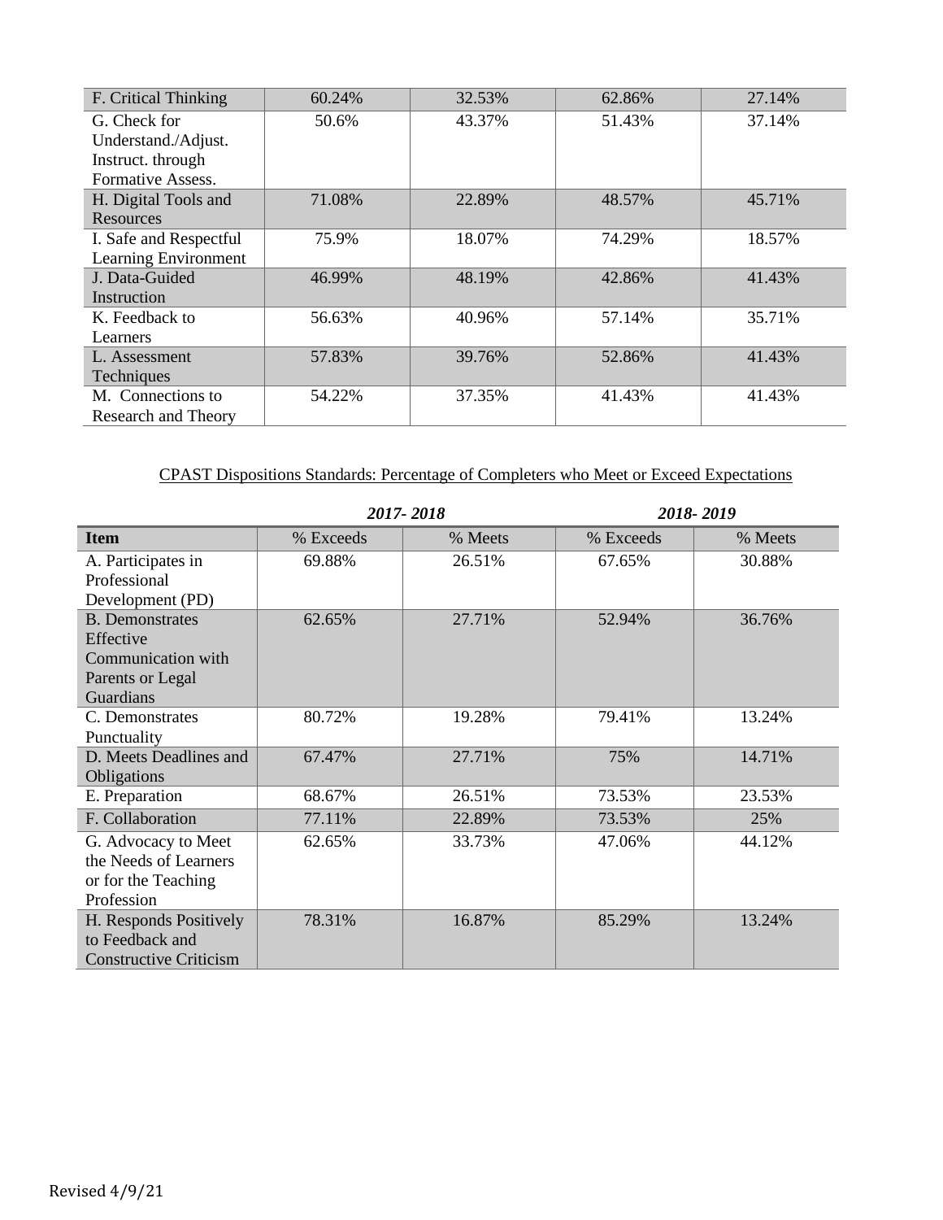| | | | | |
|---|---|---|---|---|
| F. Critical Thinking | 60.24% | 32.53% | 62.86% | 27.14% |
| G. Check for Understand./Adjust. Instruct. through Formative Assess. | 50.6% | 43.37% | 51.43% | 37.14% |
| H. Digital Tools and Resources | 71.08% | 22.89% | 48.57% | 45.71% |
| I. Safe and Respectful Learning Environment | 75.9% | 18.07% | 74.29% | 18.57% |
| J. Data-Guided Instruction | 46.99% | 48.19% | 42.86% | 41.43% |
| K. Feedback to Learners | 56.63% | 40.96% | 57.14% | 35.71% |
| L. Assessment Techniques | 57.83% | 39.76% | 52.86% | 41.43% |
| M. Connections to Research and Theory | 54.22% | 37.35% | 41.43% | 41.43% |

CPAST Dispositions Standards: Percentage of Completers who Meet or Exceed Expectations

| | *2017- 2018* | | *2018- 2019* | |
|---|---|---|---|---|
| **Item** | % Exceeds | % Meets | % Exceeds | % Meets |
| A. Participates in Professional Development (PD) | 69.88% | 26.51% | 67.65% | 30.88% |
| B. Demonstrates Effective Communication with Parents or Legal Guardians | 62.65% | 27.71% | 52.94% | 36.76% |
| C. Demonstrates Punctuality | 80.72% | 19.28% | 79.41% | 13.24% |
| D. Meets Deadlines and Obligations | 67.47% | 27.71% | 75% | 14.71% |
| E. Preparation | 68.67% | 26.51% | 73.53% | 23.53% |
| F. Collaboration | 77.11% | 22.89% | 73.53% | 25% |
| G. Advocacy to Meet the Needs of Learners or for the Teaching Profession | 62.65% | 33.73% | 47.06% | 44.12% |
| H. Responds Positively to Feedback and Constructive Criticism | 78.31% | 16.87% | 85.29% | 13.24% |

Revised 4/9/21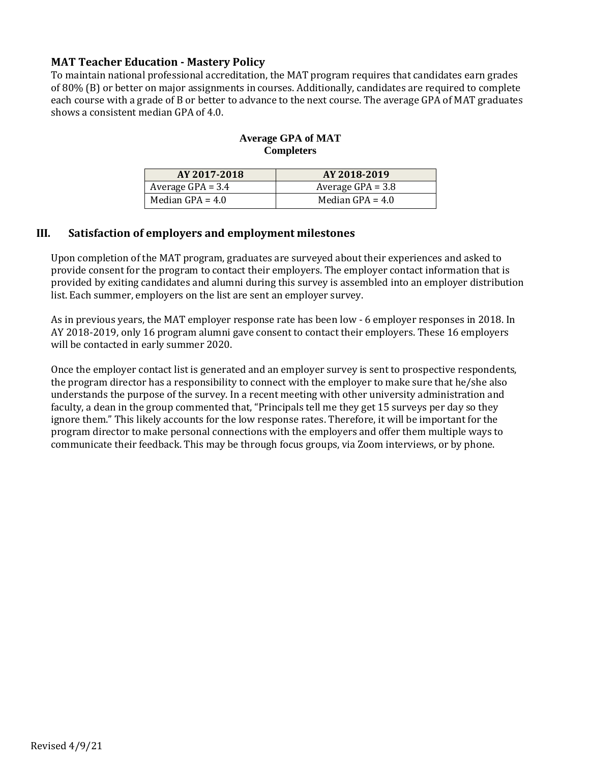### MAT Teacher Education - Mastery Policy

To maintain national professional accreditation, the MAT program requires that candidates earn grades of 80% (B) or better on major assignments in courses. Additionally, candidates are required to complete each course with a grade of B or better to advance to the next course. The average GPA of MAT graduates shows a consistent median GPA of 4.0.

**Average GPA of MAT Completers**

| AY 2017-2018 | AY 2018-2019 |
| --- | --- |
| Average GPA = 3.4 | Average GPA = 3.8 |
| Median GPA = 4.0 | Median GPA = 4.0 |

## III. Satisfaction of employers and employment milestones

Upon completion of the MAT program, graduates are surveyed about their experiences and asked to provide consent for the program to contact their employers. The employer contact information that is provided by exiting candidates and alumni during this survey is assembled into an employer distribution list. Each summer, employers on the list are sent an employer survey.

As in previous years, the MAT employer response rate has been low - 6 employer responses in 2018. In AY 2018-2019, only 16 program alumni gave consent to contact their employers. These 16 employers will be contacted in early summer 2020.

Once the employer contact list is generated and an employer survey is sent to prospective respondents, the program director has a responsibility to connect with the employer to make sure that he/she also understands the purpose of the survey. In a recent meeting with other university administration and faculty, a dean in the group commented that, "Principals tell me they get 15 surveys per day so they ignore them." This likely accounts for the low response rates. Therefore, it will be important for the program director to make personal connections with the employers and offer them multiple ways to communicate their feedback. This may be through focus groups, via Zoom interviews, or by phone.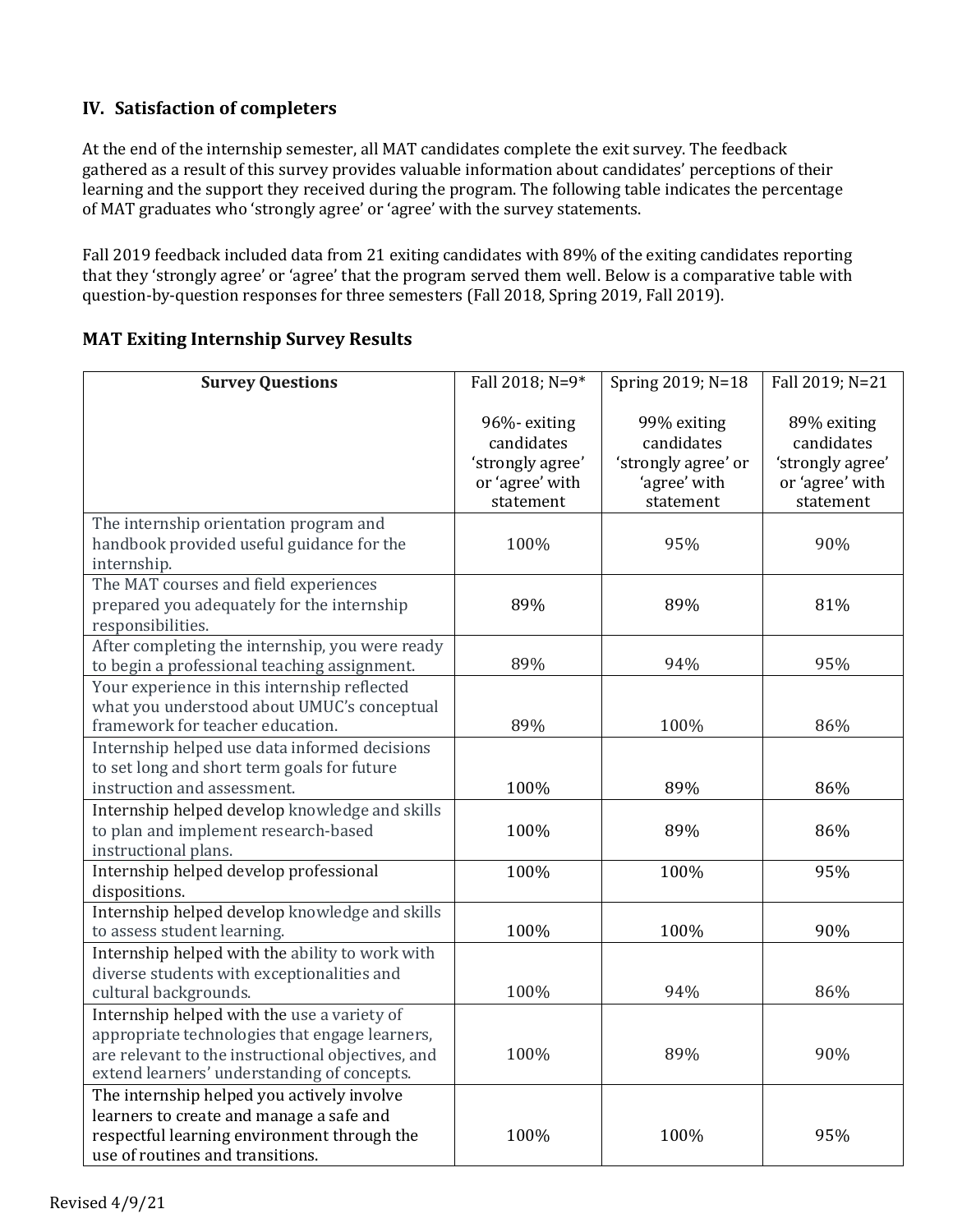## IV. Satisfaction of completers

At the end of the internship semester, all MAT candidates complete the exit survey. The feedback gathered as a result of this survey provides valuable information about candidates' perceptions of their learning and the support they received during the program. The following table indicates the percentage of MAT graduates who 'strongly agree' or 'agree' with the survey statements.

Fall 2019 feedback included data from 21 exiting candidates with 89% of the exiting candidates reporting that they 'strongly agree' or 'agree' that the program served them well. Below is a comparative table with question-by-question responses for three semesters (Fall 2018, Spring 2019, Fall 2019).

### MAT Exiting Internship Survey Results

| Survey Questions | Fall 2018; N=9* 96%- exiting candidates 'strongly agree' or 'agree' with statement | Spring 2019; N=18 99% exiting candidates 'strongly agree' or 'agree' with statement | Fall 2019; N=21 89% exiting candidates 'strongly agree' or 'agree' with statement |
|---|---|---|---|
| The internship orientation program and handbook provided useful guidance for the internship. | 100% | 95% | 90% |
| The MAT courses and field experiences prepared you adequately for the internship responsibilities. | 89% | 89% | 81% |
| After completing the internship, you were ready to begin a professional teaching assignment. | 89% | 94% | 95% |
| Your experience in this internship reflected what you understood about UMUC's conceptual framework for teacher education. | 89% | 100% | 86% |
| Internship helped use data informed decisions to set long and short term goals for future instruction and assessment. | 100% | 89% | 86% |
| Internship helped develop knowledge and skills to plan and implement research-based instructional plans. | 100% | 89% | 86% |
| Internship helped develop professional dispositions. | 100% | 100% | 95% |
| Internship helped develop knowledge and skills to assess student learning. | 100% | 100% | 90% |
| Internship helped with the ability to work with diverse students with exceptionalities and cultural backgrounds. | 100% | 94% | 86% |
| Internship helped with the use a variety of appropriate technologies that engage learners, are relevant to the instructional objectives, and extend learners' understanding of concepts. | 100% | 89% | 90% |
| The internship helped you actively involve learners to create and manage a safe and respectful learning environment through the use of routines and transitions. | 100% | 100% | 95% |

Revised 4/9/21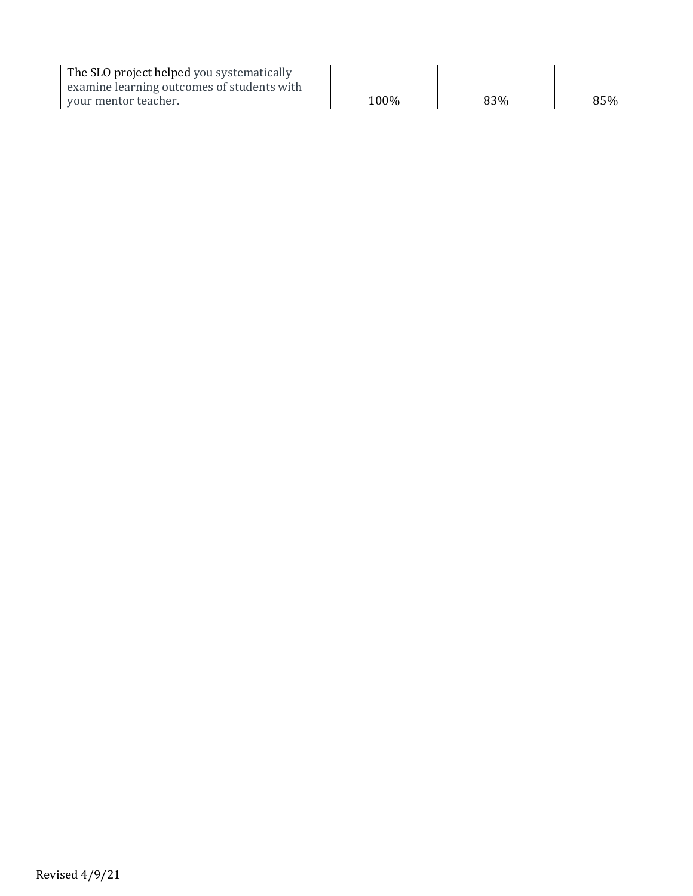| The SLO project helped you systematically examine learning outcomes of students with your mentor teacher. | 100% | 83% | 85% |
|---|---|---|---|

Revised 4/9/21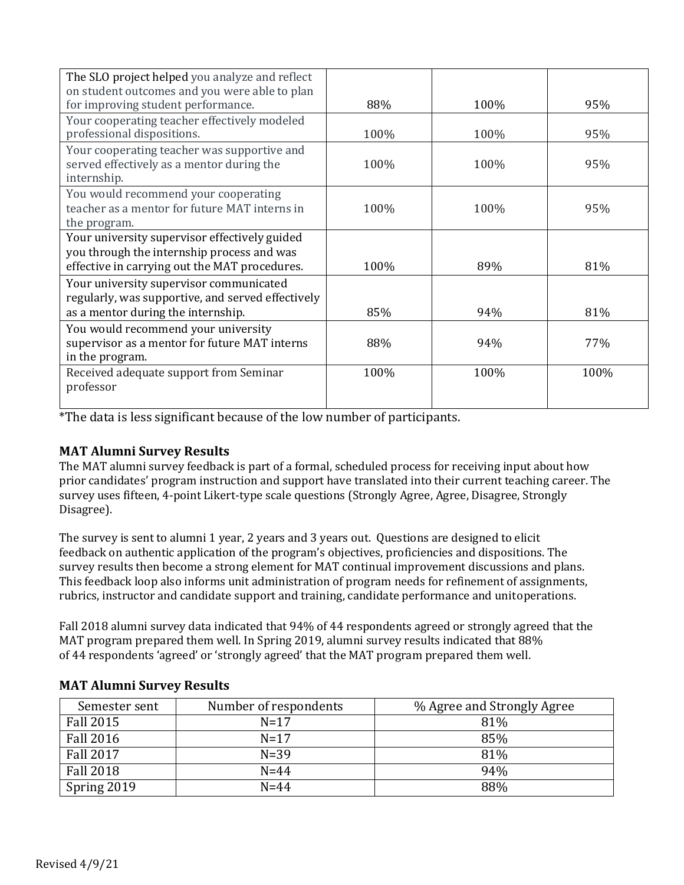| | | | |
|---|---|---|---|
| The SLO project helped you analyze and reflect on student outcomes and you were able to plan for improving student performance. | 88% | 100% | 95% |
| Your cooperating teacher effectively modeled professional dispositions. | 100% | 100% | 95% |
| Your cooperating teacher was supportive and served effectively as a mentor during the internship. | 100% | 100% | 95% |
| You would recommend your cooperating teacher as a mentor for future MAT interns in the program. | 100% | 100% | 95% |
| Your university supervisor effectively guided you through the internship process and was effective in carrying out the MAT procedures. | 100% | 89% | 81% |
| Your university supervisor communicated regularly, was supportive, and served effectively as a mentor during the internship. | 85% | 94% | 81% |
| You would recommend your university supervisor as a mentor for future MAT interns in the program. | 88% | 94% | 77% |
| Received adequate support from Seminar professor | 100% | 100% | 100% |

*The data is less significant because of the low number of participants.

**MAT Alumni Survey Results**

The MAT alumni survey feedback is part of a formal, scheduled process for receiving input about how prior candidates' program instruction and support have translated into their current teaching career. The survey uses fifteen, 4-point Likert-type scale questions (Strongly Agree, Agree, Disagree, Strongly Disagree).

The survey is sent to alumni 1 year, 2 years and 3 years out. Questions are designed to elicit feedback on authentic application of the program's objectives, proficiencies and dispositions. The survey results then become a strong element for MAT continual improvement discussions and plans. This feedback loop also informs unit administration of program needs for refinement of assignments, rubrics, instructor and candidate support and training, candidate performance and unitoperations.

Fall 2018 alumni survey data indicated that 94% of 44 respondents agreed or strongly agreed that the MAT program prepared them well. In Spring 2019, alumni survey results indicated that 88% of 44 respondents 'agreed' or 'strongly agreed' that the MAT program prepared them well.

**MAT Alumni Survey Results**

| Semester sent | Number of respondents | % Agree and Strongly Agree |
|---|---|---|
| Fall 2015 | N=17 | 81% |
| Fall 2016 | N=17 | 85% |
| Fall 2017 | N=39 | 81% |
| Fall 2018 | N=44 | 94% |
| Spring 2019 | N=44 | 88% |

Revised 4/9/21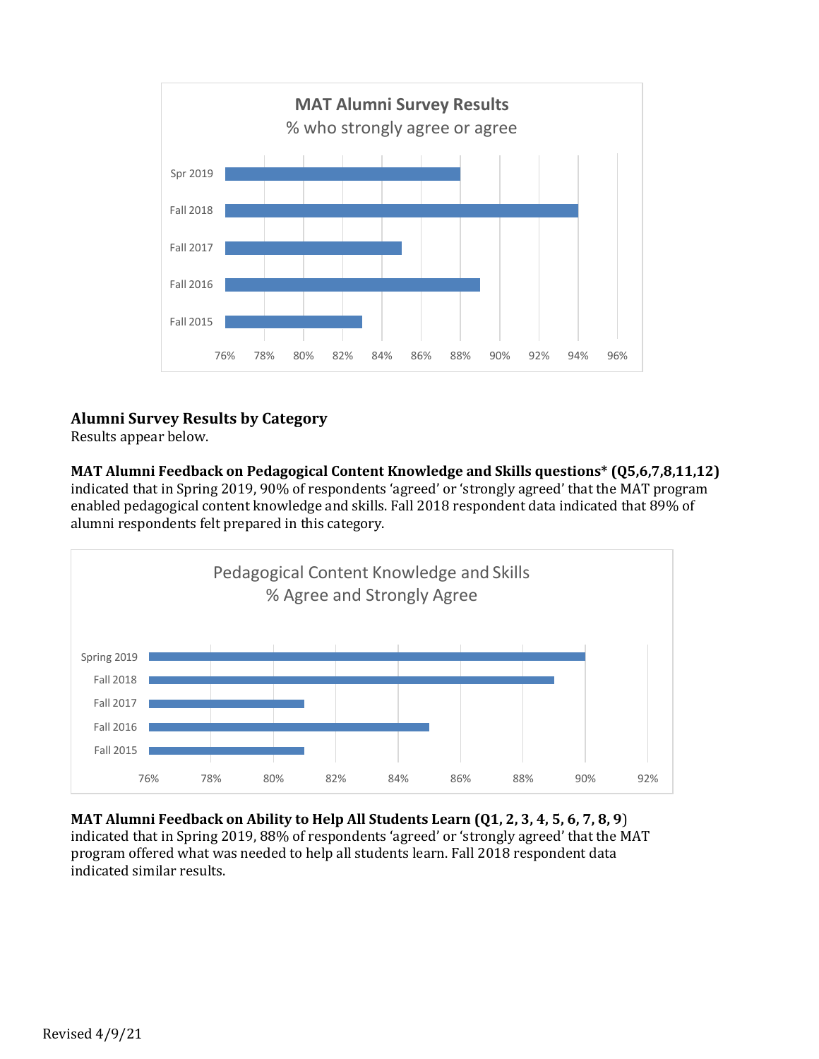**MAT Alumni Survey Results**
% who strongly agree or agree

| | % |
|---|---|
| Spr 2019 | 88% |
| Fall 2018 | 94% |
| Fall 2017 | 85% |
| Fall 2016 | 89% |
| Fall 2015 | 83% |

## Alumni Survey Results by Category

Results appear below.

**MAT Alumni Feedback on Pedagogical Content Knowledge and Skills questions* (Q5,6,7,8,11,12)** indicated that in Spring 2019, 90% of respondents 'agreed' or 'strongly agreed' that the MAT program enabled pedagogical content knowledge and skills. Fall 2018 respondent data indicated that 89% of alumni respondents felt prepared in this category.

Pedagogical Content Knowledge and Skills
% Agree and Strongly Agree

| | % |
|---|---|
| Spring 2019 | 90% |
| Fall 2018 | 89% |
| Fall 2017 | 81% |
| Fall 2016 | 85% |
| Fall 2015 | 81% |

**MAT Alumni Feedback on Ability to Help All Students Learn (Q1, 2, 3, 4, 5, 6, 7, 8, 9**) indicated that in Spring 2019, 88% of respondents 'agreed' or 'strongly agreed' that the MAT program offered what was needed to help all students learn. Fall 2018 respondent data indicated similar results.

Revised 4/9/21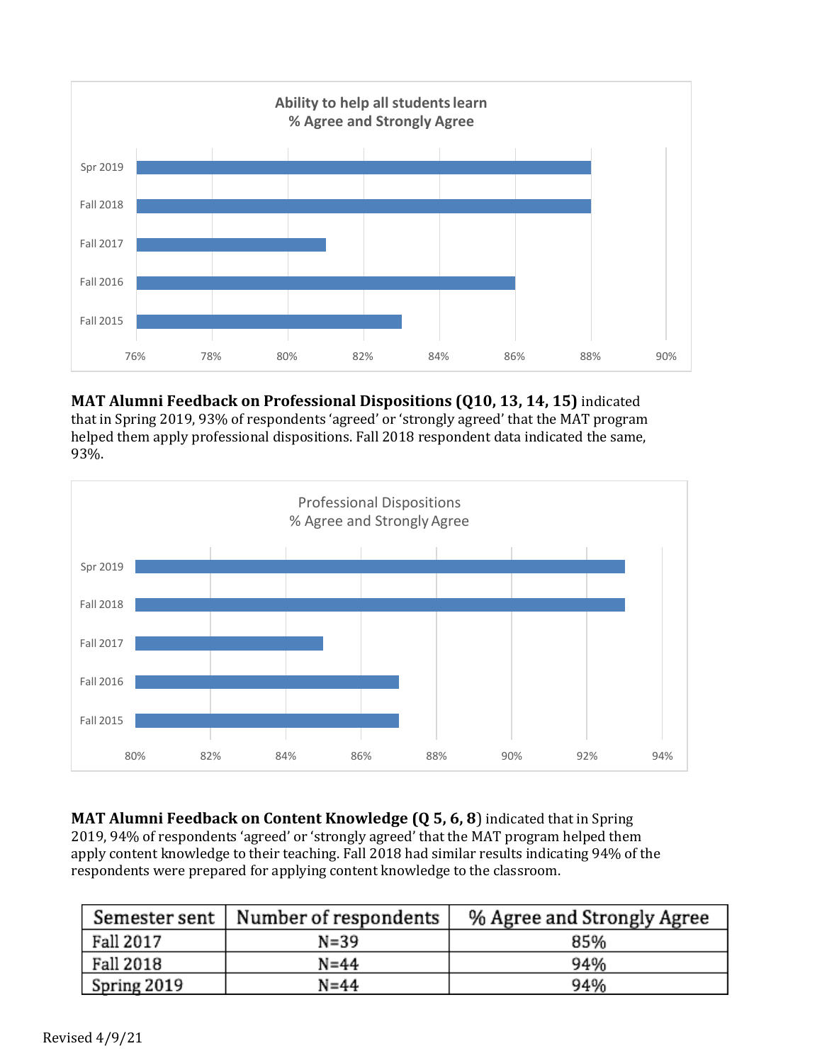**Ability to help all students learn**
**% Agree and Strongly Agree**

| Semester | % Agree and Strongly Agree |
|---|---|
| Spr 2019 | 88% |
| Fall 2018 | 88% |
| Fall 2017 | 81% |
| Fall 2016 | 86% |
| Fall 2015 | 83% |

**MAT Alumni Feedback on Professional Dispositions (Q10, 13, 14, 15)** indicated that in Spring 2019, 93% of respondents 'agreed' or 'strongly agreed' that the MAT program helped them apply professional dispositions. Fall 2018 respondent data indicated the same, 93%.

Professional Dispositions
% Agree and Strongly Agree

| Semester | % Agree and Strongly Agree |
|---|---|
| Spr 2019 | 93% |
| Fall 2018 | 93% |
| Fall 2017 | 85% |
| Fall 2016 | 87% |
| Fall 2015 | 87% |

**MAT Alumni Feedback on Content Knowledge (Q 5, 6, 8**) indicated that in Spring 2019, 94% of respondents 'agreed' or 'strongly agreed' that the MAT program helped them apply content knowledge to their teaching. Fall 2018 had similar results indicating 94% of the respondents were prepared for applying content knowledge to the classroom.

| Semester sent | Number of respondents | % Agree and Strongly Agree |
|---|---|---|
| Fall 2017 | N=39 | 85% |
| Fall 2018 | N=44 | 94% |
| Spring 2019 | N=44 | 94% |

Revised 4/9/21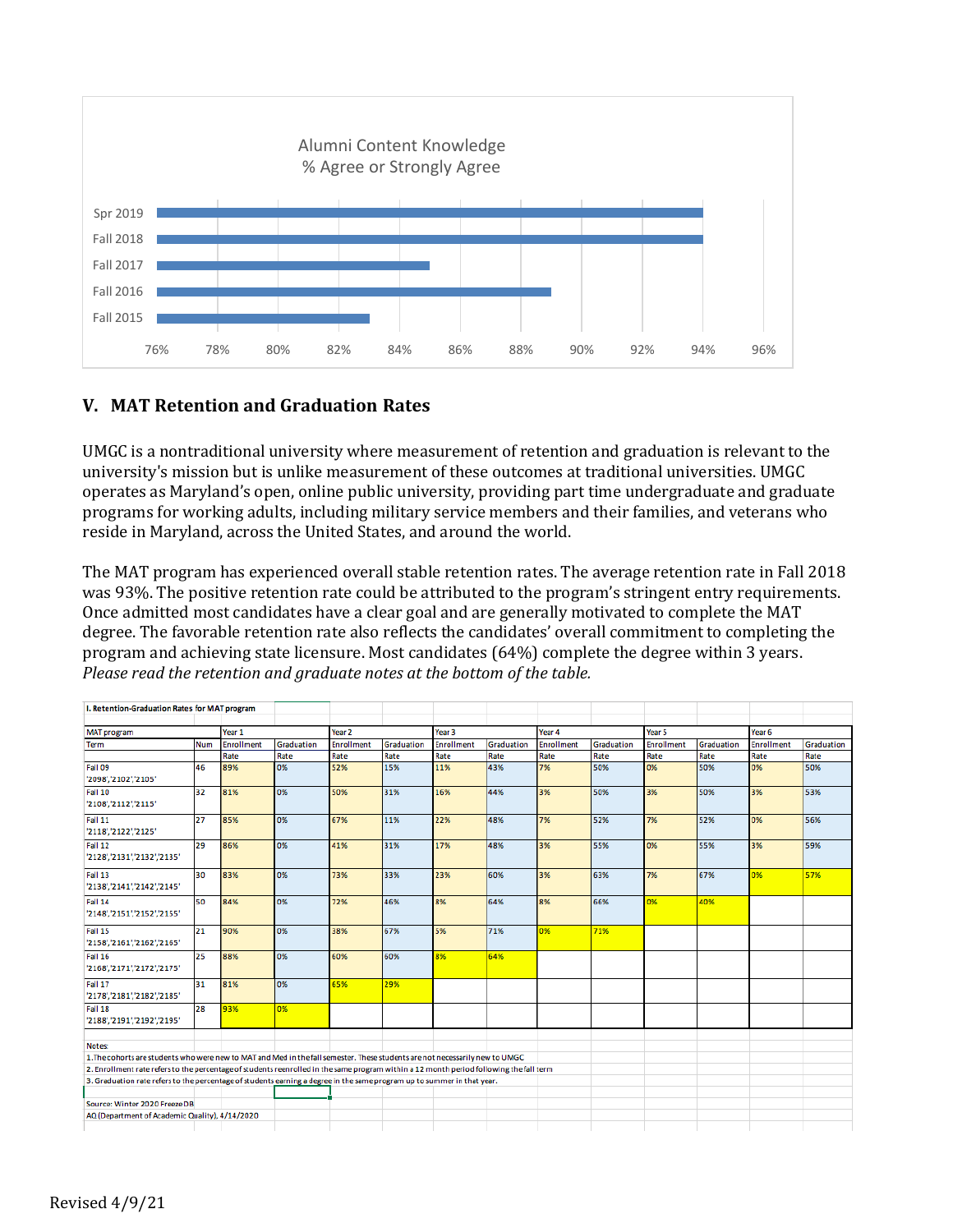Alumni Content Knowledge
% Agree or Strongly Agree

| Term | % Agree or Strongly Agree |
|---|---|
| Spr 2019 | 94% |
| Fall 2018 | 94% |
| Fall 2017 | 85% |
| Fall 2016 | 89% |
| Fall 2015 | 83% |

## V. MAT Retention and Graduation Rates

UMGC is a nontraditional university where measurement of retention and graduation is relevant to the university's mission but is unlike measurement of these outcomes at traditional universities. UMGC operates as Maryland's open, online public university, providing part time undergraduate and graduate programs for working adults, including military service members and their families, and veterans who reside in Maryland, across the United States, and around the world.

The MAT program has experienced overall stable retention rates. The average retention rate in Fall 2018 was 93%. The positive retention rate could be attributed to the program's stringent entry requirements. Once admitted most candidates have a clear goal and are generally motivated to complete the MAT degree. The favorable retention rate also reflects the candidates' overall commitment to completing the program and achieving state licensure. Most candidates (64%) complete the degree within 3 years. *Please read the retention and graduate notes at the bottom of the table.*

I. Retention-Graduation Rates for MAT program

| MAT program | | Year 1 | | Year 2 | | Year 3 | | Year 4 | | Year 5 | | Year 6 | |
|---|---|---|---|---|---|---|---|---|---|---|---|---|---|
| Term | Num | Enrollment Rate | Graduation Rate | Enrollment Rate | Graduation Rate | Enrollment Rate | Graduation Rate | Enrollment Rate | Graduation Rate | Enrollment Rate | Graduation Rate | Enrollment Rate | Graduation Rate |
| Fall 09 '2098','2102','2105' | 46 | 89% | 0% | 52% | 15% | 11% | 43% | 7% | 50% | 0% | 50% | 0% | 50% |
| Fall 10 '2108','2112','2115' | 32 | 81% | 0% | 50% | 31% | 16% | 44% | 3% | 50% | 3% | 50% | 3% | 53% |
| Fall 11 '2118','2122','2125' | 27 | 85% | 0% | 67% | 11% | 22% | 48% | 7% | 52% | 7% | 52% | 0% | 56% |
| Fall 12 '2128','2131','2132','2135' | 29 | 86% | 0% | 41% | 31% | 17% | 48% | 3% | 55% | 0% | 55% | 3% | 59% |
| Fall 13 '2138','2141','2142','2145' | 30 | 83% | 0% | 73% | 33% | 23% | 60% | 3% | 63% | 7% | 67% | 0% | 57% |
| Fall 14 '2148','2151','2152','2155' | 50 | 84% | 0% | 72% | 46% | 8% | 64% | 8% | 66% | 0% | 40% | | |
| Fall 15 '2158','2161','2162','2165' | 21 | 90% | 0% | 38% | 67% | 5% | 71% | 0% | 71% | | | | |
| Fall 16 '2168','2171','2172','2175' | 25 | 88% | 0% | 60% | 60% | 8% | 64% | | | | | | |
| Fall 17 '2178','2181','2182','2185' | 31 | 81% | 0% | 65% | 29% | | | | | | | | |
| Fall 18 '2188','2191','2192','2195' | 28 | 93% | 0% | | | | | | | | | | |

Notes:
1. The cohorts are students who were new to MAT and Med in the fall semester. These students are not necessarily new to UMGC
2. Enrollment rate refers to the percentage of students reenrolled in the same program within a 12 month period following the fall term
3. Graduation rate refers to the percentage of students earning a degree in the same program up to summer in that year.

Source: Winter 2020 Freeze DB
AQ (Department of Academic Quality), 4/14/2020

Revised 4/9/21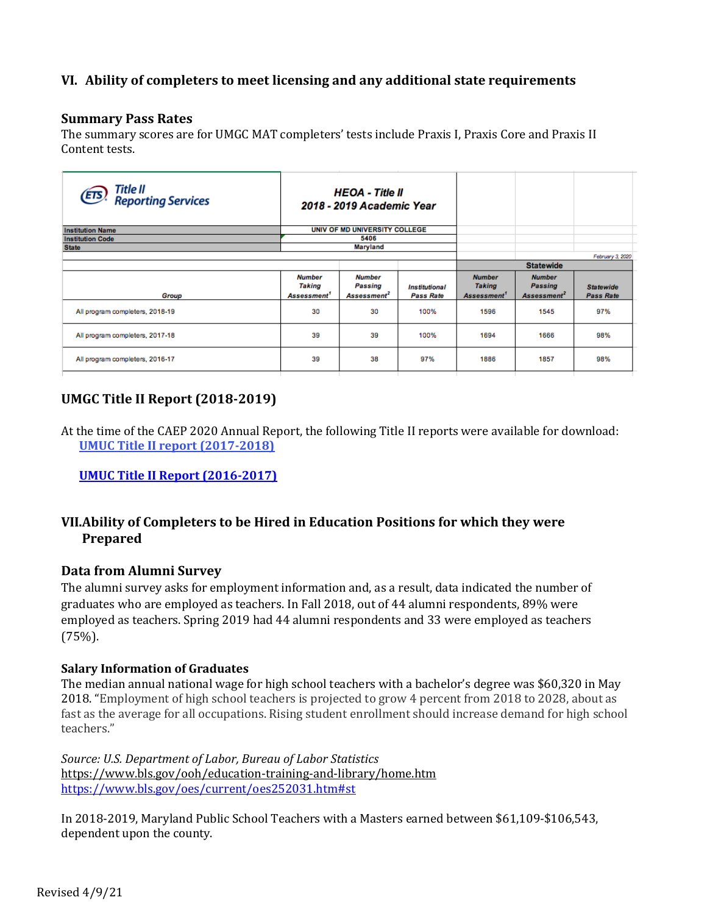## VI. Ability of completers to meet licensing and any additional state requirements

### Summary Pass Rates

The summary scores are for UMGC MAT completers' tests include Praxis I, Praxis Core and Praxis II Content tests.

| ETS Title II Reporting Services | HEOA - Title II 2018 - 2019 Academic Year | | | | | |
|---|---|---|---|---|---|---|
| Institution Name | UNIV OF MD UNIVERSITY COLLEGE | | | | | |
| Institution Code | 5406 | | | | | |
| State | Maryland | | | | | February 3, 2020 |
| | | | | Statewide | | |
| Group | Number Taking Assessment[1] | Number Passing Assessment[2] | Institutional Pass Rate | Number Taking Assessment[1] | Number Passing Assessment[2] | Statewide Pass Rate |
| All program completers, 2018-19 | 30 | 30 | 100% | 1596 | 1545 | 97% |
| All program completers, 2017-18 | 39 | 39 | 100% | 1694 | 1666 | 98% |
| All program completers, 2016-17 | 39 | 38 | 97% | 1886 | 1857 | 98% |

### UMGC Title II Report (2018-2019)

At the time of the CAEP 2020 Annual Report, the following Title II reports were available for download:

[UMUC Title II report (2017-2018)]

[UMUC Title II Report (2016-2017)]

## VII. Ability of Completers to be Hired in Education Positions for which they were Prepared

### Data from Alumni Survey

The alumni survey asks for employment information and, as a result, data indicated the number of graduates who are employed as teachers. In Fall 2018, out of 44 alumni respondents, 89% were employed as teachers. Spring 2019 had 44 alumni respondents and 33 were employed as teachers (75%).

### Salary Information of Graduates

The median annual national wage for high school teachers with a bachelor's degree was $60,320 in May 2018. "Employment of high school teachers is projected to grow 4 percent from 2018 to 2028, about as fast as the average for all occupations. Rising student enrollment should increase demand for high school teachers."

*Source: U.S. Department of Labor, Bureau of Labor Statistics*
https://www.bls.gov/ooh/education-training-and-library/home.htm
https://www.bls.gov/oes/current/oes252031.htm#st

In 2018-2019, Maryland Public School Teachers with a Masters earned between $61,109-$106,543, dependent upon the county.

Revised 4/9/21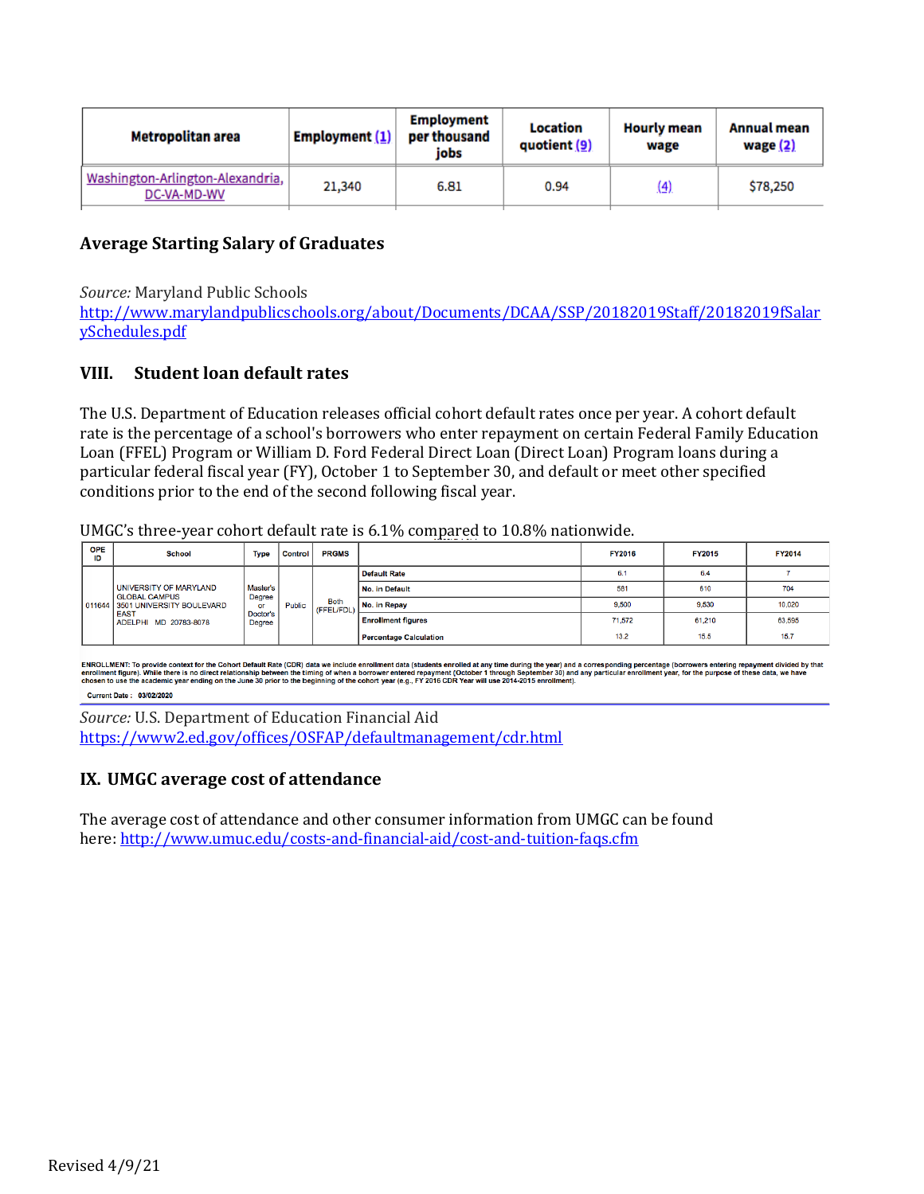| Metropolitan area | Employment (1) | Employment per thousand jobs | Location quotient (9) | Hourly mean wage | Annual mean wage (2) |
|---|---|---|---|---|---|
| Washington-Arlington-Alexandria, DC-VA-MD-WV | 21,340 | 6.81 | 0.94 | (4) | $78,250 |

### Average Starting Salary of Graduates

*Source:* Maryland Public Schools
http://www.marylandpublicschools.org/about/Documents/DCAA/SSP/20182019Staff/20182019fSalaryschedules.pdf

## VIII. Student loan default rates

The U.S. Department of Education releases official cohort default rates once per year. A cohort default rate is the percentage of a school's borrowers who enter repayment on certain Federal Family Education Loan (FFEL) Program or William D. Ford Federal Direct Loan (Direct Loan) Program loans during a particular federal fiscal year (FY), October 1 to September 30, and default or meet other specified conditions prior to the end of the second following fiscal year.

UMGC's three-year cohort default rate is 6.1% compared to 10.8% nationwide.

| OPE ID | School | Type | Control | PRGMS | | FY2016 | FY2015 | FY2014 |
|---|---|---|---|---|---|---|---|---|
| 011644 | UNIVERSITY OF MARYLAND GLOBAL CAMPUS 3501 UNIVERSITY BOULEVARD EAST ADELPHI MD 20783-8078 | Master's Degree or Doctor's Degree | Public | Both (FFEL/FDL) | Default Rate | 6.1 | 6.4 | 7 |
| | | | | | No. in Default | 581 | 610 | 704 |
| | | | | | No. in Repay | 9,500 | 9,530 | 10,020 |
| | | | | | Enrollment figures | 71,572 | 61,210 | 63,595 |
| | | | | | Percentage Calculation | 13.2 | 15.5 | 15.7 |

ENROLLMENT: To provide context for the Cohort Default Rate (CDR) data we include enrollment data (students enrolled at any time during the year) and a corresponding percentage (borrowers entering repayment divided by that enrollment figure). While there is no direct relationship between the timing of when a borrower entered repayment (October 1 through September 30) and any particular enrollment year, for the purpose of these data, we have chosen to use the academic year ending on the June 30 prior to the beginning of the cohort year (e.g., FY 2016 CDR Year will use 2014-2015 enrollment).

Current Date : 03/02/2020

*Source:* U.S. Department of Education Financial Aid
https://www2.ed.gov/offices/OSFAP/defaultmanagement/cdr.html

## IX. UMGC average cost of attendance

The average cost of attendance and other consumer information from UMGC can be found here: http://www.umuc.edu/costs-and-financial-aid/cost-and-tuition-faqs.cfm

Revised 4/9/21